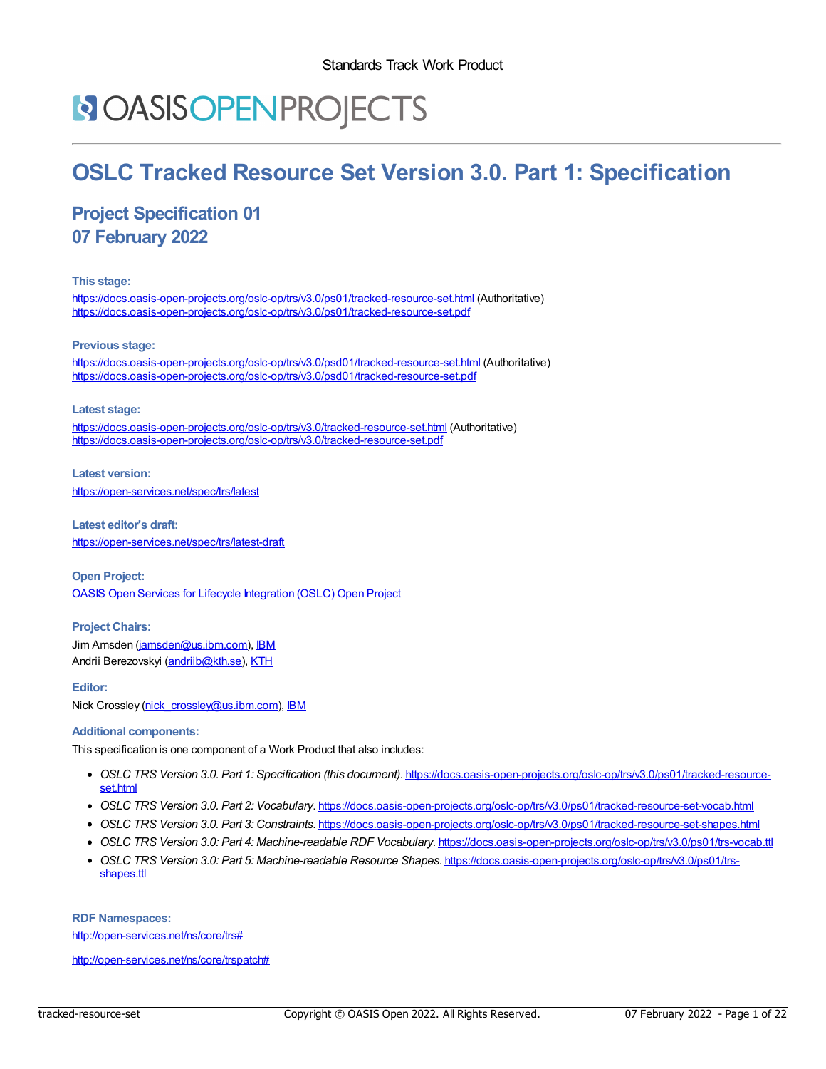Standards Track Work Product

OASIS OPEN PROJECTS

# OSLC Tracked Resource Set Version 3.0. Part 1: Specification

## Project Specification 01
## 07 February 2022

**This stage:**

https://docs.oasis-open-projects.org/oslc-op/trs/v3.0/ps01/tracked-resource-set.html (Authoritative)
https://docs.oasis-open-projects.org/oslc-op/trs/v3.0/ps01/tracked-resource-set.pdf

**Previous stage:**

https://docs.oasis-open-projects.org/oslc-op/trs/v3.0/psd01/tracked-resource-set.html (Authoritative)
https://docs.oasis-open-projects.org/oslc-op/trs/v3.0/psd01/tracked-resource-set.pdf

**Latest stage:**

https://docs.oasis-open-projects.org/oslc-op/trs/v3.0/tracked-resource-set.html (Authoritative)
https://docs.oasis-open-projects.org/oslc-op/trs/v3.0/tracked-resource-set.pdf

**Latest version:**

https://open-services.net/spec/trs/latest

**Latest editor's draft:**

https://open-services.net/spec/trs/latest-draft

**Open Project:**

OASIS Open Services for Lifecycle Integration (OSLC) Open Project

**Project Chairs:**

Jim Amsden (jamsden@us.ibm.com), IBM
Andrii Berezovskyi (andriib@kth.se), KTH

**Editor:**

Nick Crossley (nick_crossley@us.ibm.com), IBM

**Additional components:**

This specification is one component of a Work Product that also includes:

- *OSLC TRS Version 3.0. Part 1: Specification (this document)*. https://docs.oasis-open-projects.org/oslc-op/trs/v3.0/ps01/tracked-resource-set.html
- *OSLC TRS Version 3.0. Part 2: Vocabulary*. https://docs.oasis-open-projects.org/oslc-op/trs/v3.0/ps01/tracked-resource-set-vocab.html
- *OSLC TRS Version 3.0. Part 3: Constraints*. https://docs.oasis-open-projects.org/oslc-op/trs/v3.0/ps01/tracked-resource-set-shapes.html
- *OSLC TRS Version 3.0: Part 4: Machine-readable RDF Vocabulary*. https://docs.oasis-open-projects.org/oslc-op/trs/v3.0/ps01/trs-vocab.ttl
- *OSLC TRS Version 3.0: Part 5: Machine-readable Resource Shapes*. https://docs.oasis-open-projects.org/oslc-op/trs/v3.0/ps01/trs-shapes.ttl

**RDF Namespaces:**

http://open-services.net/ns/core/trs#

http://open-services.net/ns/core/trspatch#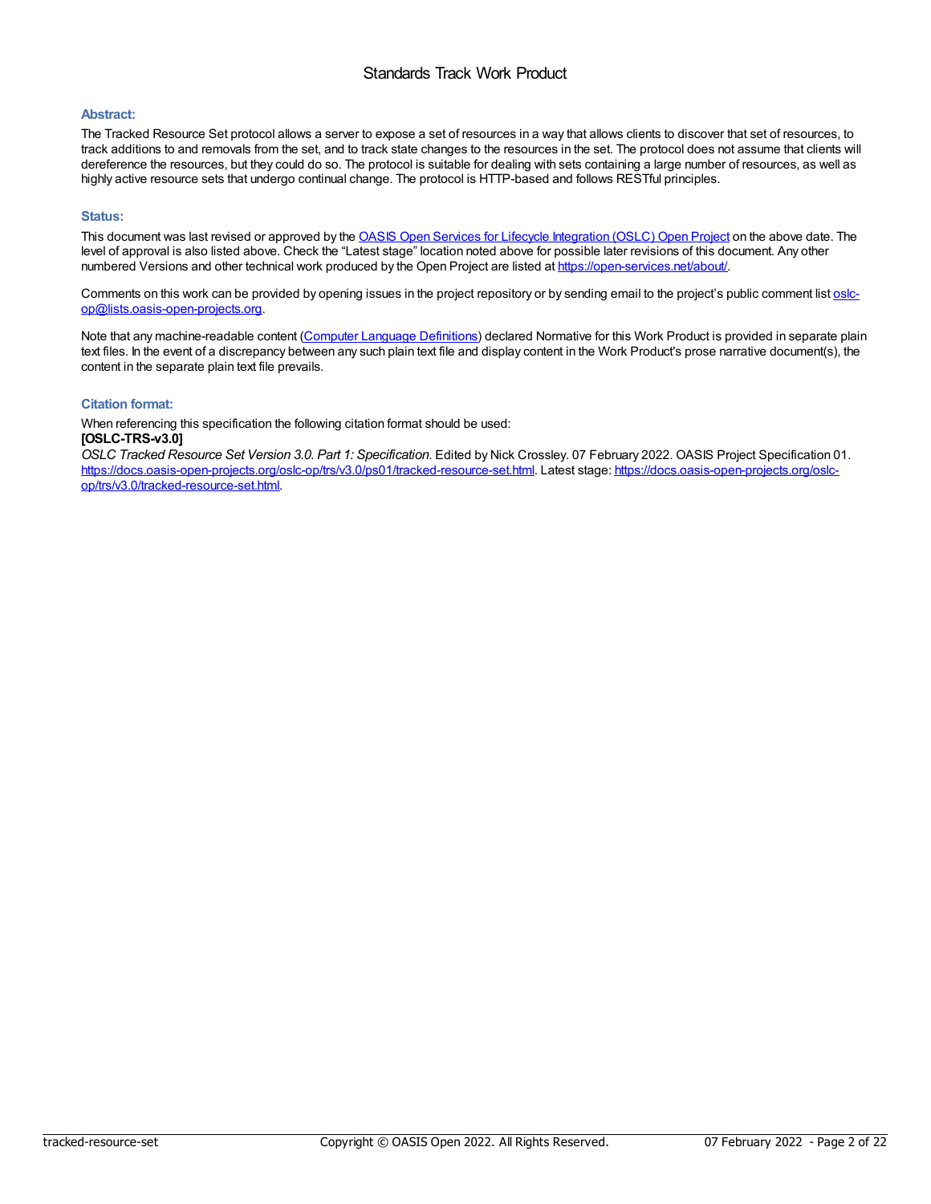Standards Track Work Product

### Abstract:

The Tracked Resource Set protocol allows a server to expose a set of resources in a way that allows clients to discover that set of resources, to track additions to and removals from the set, and to track state changes to the resources in the set. The protocol does not assume that clients will dereference the resources, but they could do so. The protocol is suitable for dealing with sets containing a large number of resources, as well as highly active resource sets that undergo continual change. The protocol is HTTP-based and follows RESTful principles.

### Status:

This document was last revised or approved by the [OASIS Open Services for Lifecycle Integration (OSLC) Open Project](https://open-services.net/about/) on the above date. The level of approval is also listed above. Check the "Latest stage" location noted above for possible later revisions of this document. Any other numbered Versions and other technical work produced by the Open Project are listed at [https://open-services.net/about/](https://open-services.net/about/).

Comments on this work can be provided by opening issues in the project repository or by sending email to the project's public comment list [oslc-op@lists.oasis-open-projects.org](mailto:oslc-op@lists.oasis-open-projects.org).

Note that any machine-readable content (Computer Language Definitions) declared Normative for this Work Product is provided in separate plain text files. In the event of a discrepancy between any such plain text file and display content in the Work Product's prose narrative document(s), the content in the separate plain text file prevails.

### Citation format:

When referencing this specification the following citation format should be used:
**[OSLC-TRS-v3.0]**
*OSLC Tracked Resource Set Version 3.0. Part 1: Specification*. Edited by Nick Crossley. 07 February 2022. OASIS Project Specification 01. [https://docs.oasis-open-projects.org/oslc-op/trs/v3.0/ps01/tracked-resource-set.html](https://docs.oasis-open-projects.org/oslc-op/trs/v3.0/ps01/tracked-resource-set.html). Latest stage: [https://docs.oasis-open-projects.org/oslc-op/trs/v3.0/tracked-resource-set.html](https://docs.oasis-open-projects.org/oslc-op/trs/v3.0/tracked-resource-set.html).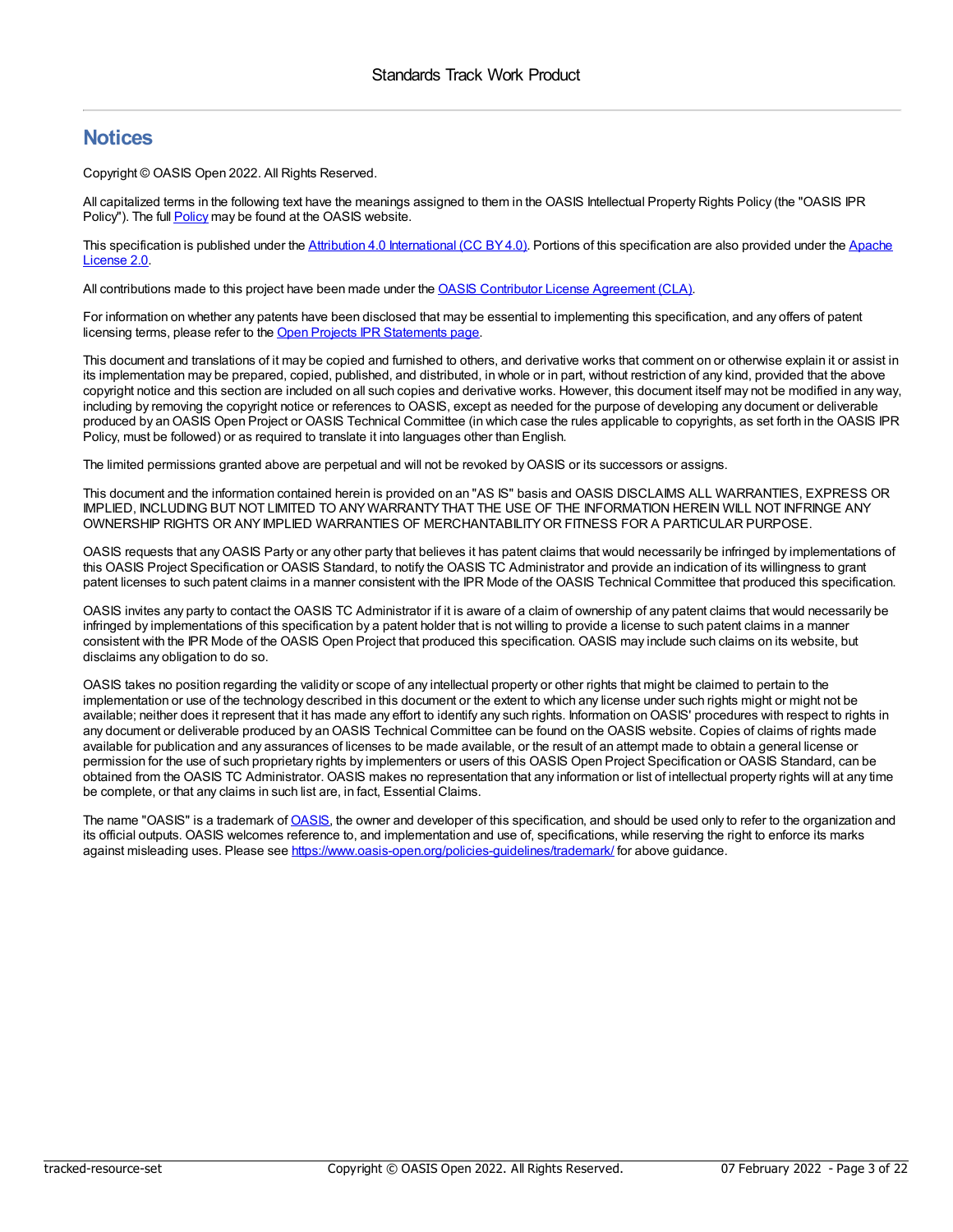## Notices

Copyright © OASIS Open 2022. All Rights Reserved.

All capitalized terms in the following text have the meanings assigned to them in the OASIS Intellectual Property Rights Policy (the "OASIS IPR Policy"). The full Policy may be found at the OASIS website.

This specification is published under the Attribution 4.0 International (CC BY 4.0). Portions of this specification are also provided under the Apache License 2.0.

All contributions made to this project have been made under the OASIS Contributor License Agreement (CLA).

For information on whether any patents have been disclosed that may be essential to implementing this specification, and any offers of patent licensing terms, please refer to the Open Projects IPR Statements page.

This document and translations of it may be copied and furnished to others, and derivative works that comment on or otherwise explain it or assist in its implementation may be prepared, copied, published, and distributed, in whole or in part, without restriction of any kind, provided that the above copyright notice and this section are included on all such copies and derivative works. However, this document itself may not be modified in any way, including by removing the copyright notice or references to OASIS, except as needed for the purpose of developing any document or deliverable produced by an OASIS Open Project or OASIS Technical Committee (in which case the rules applicable to copyrights, as set forth in the OASIS IPR Policy, must be followed) or as required to translate it into languages other than English.

The limited permissions granted above are perpetual and will not be revoked by OASIS or its successors or assigns.

This document and the information contained herein is provided on an "AS IS" basis and OASIS DISCLAIMS ALL WARRANTIES, EXPRESS OR IMPLIED, INCLUDING BUT NOT LIMITED TO ANY WARRANTY THAT THE USE OF THE INFORMATION HEREIN WILL NOT INFRINGE ANY OWNERSHIP RIGHTS OR ANY IMPLIED WARRANTIES OF MERCHANTABILITY OR FITNESS FOR A PARTICULAR PURPOSE.

OASIS requests that any OASIS Party or any other party that believes it has patent claims that would necessarily be infringed by implementations of this OASIS Project Specification or OASIS Standard, to notify the OASIS TC Administrator and provide an indication of its willingness to grant patent licenses to such patent claims in a manner consistent with the IPR Mode of the OASIS Technical Committee that produced this specification.

OASIS invites any party to contact the OASIS TC Administrator if it is aware of a claim of ownership of any patent claims that would necessarily be infringed by implementations of this specification by a patent holder that is not willing to provide a license to such patent claims in a manner consistent with the IPR Mode of the OASIS Open Project that produced this specification. OASIS may include such claims on its website, but disclaims any obligation to do so.

OASIS takes no position regarding the validity or scope of any intellectual property or other rights that might be claimed to pertain to the implementation or use of the technology described in this document or the extent to which any license under such rights might or might not be available; neither does it represent that it has made any effort to identify any such rights. Information on OASIS' procedures with respect to rights in any document or deliverable produced by an OASIS Technical Committee can be found on the OASIS website. Copies of claims of rights made available for publication and any assurances of licenses to be made available, or the result of an attempt made to obtain a general license or permission for the use of such proprietary rights by implementers or users of this OASIS Open Project Specification or OASIS Standard, can be obtained from the OASIS TC Administrator. OASIS makes no representation that any information or list of intellectual property rights will at any time be complete, or that any claims in such list are, in fact, Essential Claims.

The name "OASIS" is a trademark of OASIS, the owner and developer of this specification, and should be used only to refer to the organization and its official outputs. OASIS welcomes reference to, and implementation and use of, specifications, while reserving the right to enforce its marks against misleading uses. Please see https://www.oasis-open.org/policies-guidelines/trademark/ for above guidance.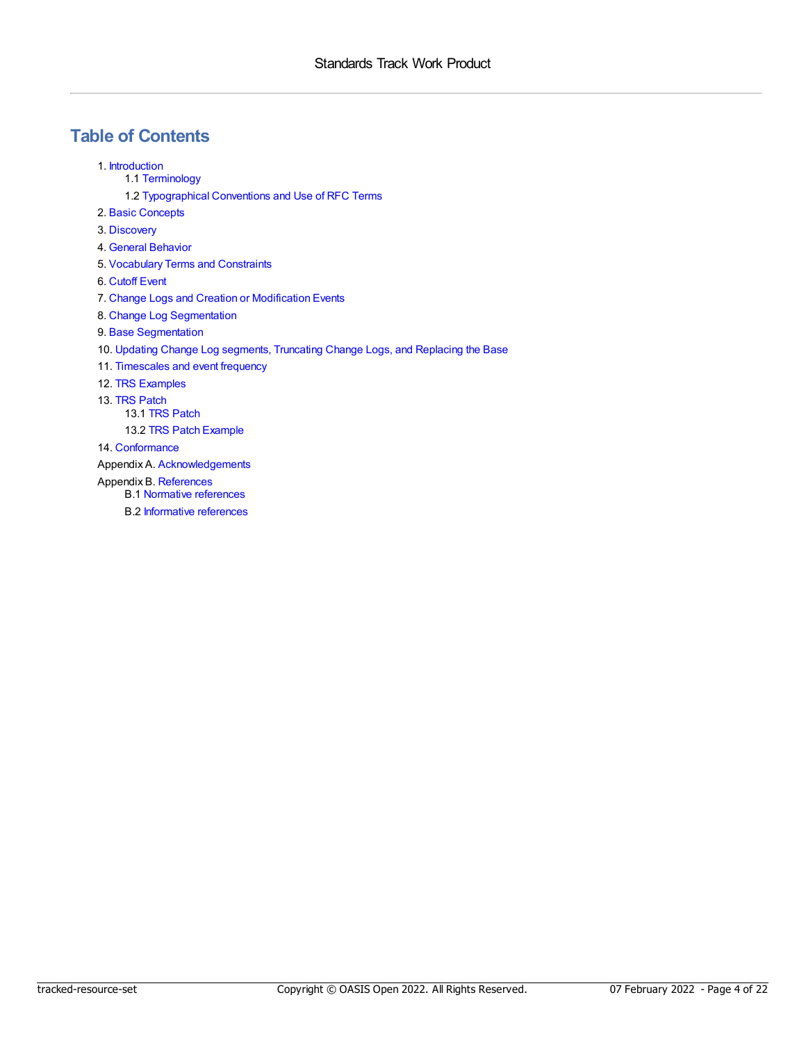# Table of Contents

1. Introduction
    - 1.1 Terminology
    - 1.2 Typographical Conventions and Use of RFC Terms
2. Basic Concepts
3. Discovery
4. General Behavior
5. Vocabulary Terms and Constraints
6. Cutoff Event
7. Change Logs and Creation or Modification Events
8. Change Log Segmentation
9. Base Segmentation
10. Updating Change Log segments, Truncating Change Logs, and Replacing the Base
11. Timescales and event frequency
12. TRS Examples
13. TRS Patch
    - 13.1 TRS Patch
    - 13.2 TRS Patch Example
14. Conformance

Appendix A. Acknowledgements

Appendix B. References
- B.1 Normative references
- B.2 Informative references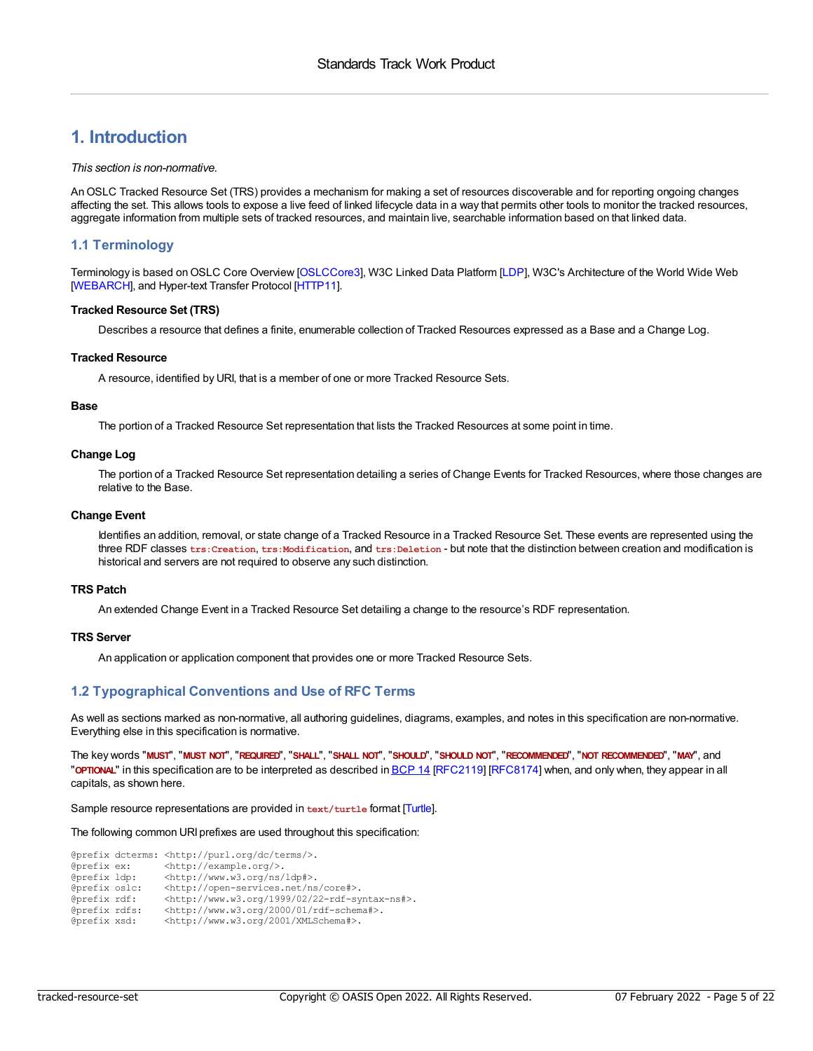# 1. Introduction

*This section is non-normative.*

An OSLC Tracked Resource Set (TRS) provides a mechanism for making a set of resources discoverable and for reporting ongoing changes affecting the set. This allows tools to expose a live feed of linked lifecycle data in a way that permits other tools to monitor the tracked resources, aggregate information from multiple sets of tracked resources, and maintain live, searchable information based on that linked data.

## 1.1 Terminology

Terminology is based on OSLC Core Overview [OSLCCore3], W3C Linked Data Platform [LDP], W3C's Architecture of the World Wide Web [WEBARCH], and Hyper-text Transfer Protocol [HTTP11].

**Tracked Resource Set (TRS)**

Describes a resource that defines a finite, enumerable collection of Tracked Resources expressed as a Base and a Change Log.

**Tracked Resource**

A resource, identified by URI, that is a member of one or more Tracked Resource Sets.

**Base**

The portion of a Tracked Resource Set representation that lists the Tracked Resources at some point in time.

**Change Log**

The portion of a Tracked Resource Set representation detailing a series of Change Events for Tracked Resources, where those changes are relative to the Base.

**Change Event**

Identifies an addition, removal, or state change of a Tracked Resource in a Tracked Resource Set. These events are represented using the three RDF classes `trs:Creation`, `trs:Modification`, and `trs:Deletion` - but note that the distinction between creation and modification is historical and servers are not required to observe any such distinction.

**TRS Patch**

An extended Change Event in a Tracked Resource Set detailing a change to the resource's RDF representation.

**TRS Server**

An application or application component that provides one or more Tracked Resource Sets.

## 1.2 Typographical Conventions and Use of RFC Terms

As well as sections marked as non-normative, all authoring guidelines, diagrams, examples, and notes in this specification are non-normative. Everything else in this specification is normative.

The key words "**MUST**", "**MUST NOT**", "**REQUIRED**", "**SHALL**", "**SHALL NOT**", "**SHOULD**", "**SHOULD NOT**", "**RECOMMENDED**", "**NOT RECOMMENDED**", "**MAY**", and "**OPTIONAL**" in this specification are to be interpreted as described in BCP 14 [RFC2119] [RFC8174] when, and only when, they appear in all capitals, as shown here.

Sample resource representations are provided in `text/turtle` format [Turtle].

The following common URI prefixes are used throughout this specification:

```
@prefix dcterms: <http://purl.org/dc/terms/>.
@prefix ex:      <http://example.org/>.
@prefix ldp:     <http://www.w3.org/ns/ldp#>.
@prefix oslc:    <http://open-services.net/ns/core#>.
@prefix rdf:     <http://www.w3.org/1999/02/22-rdf-syntax-ns#>.
@prefix rdfs:    <http://www.w3.org/2000/01/rdf-schema#>.
@prefix xsd:     <http://www.w3.org/2001/XMLSchema#>.
```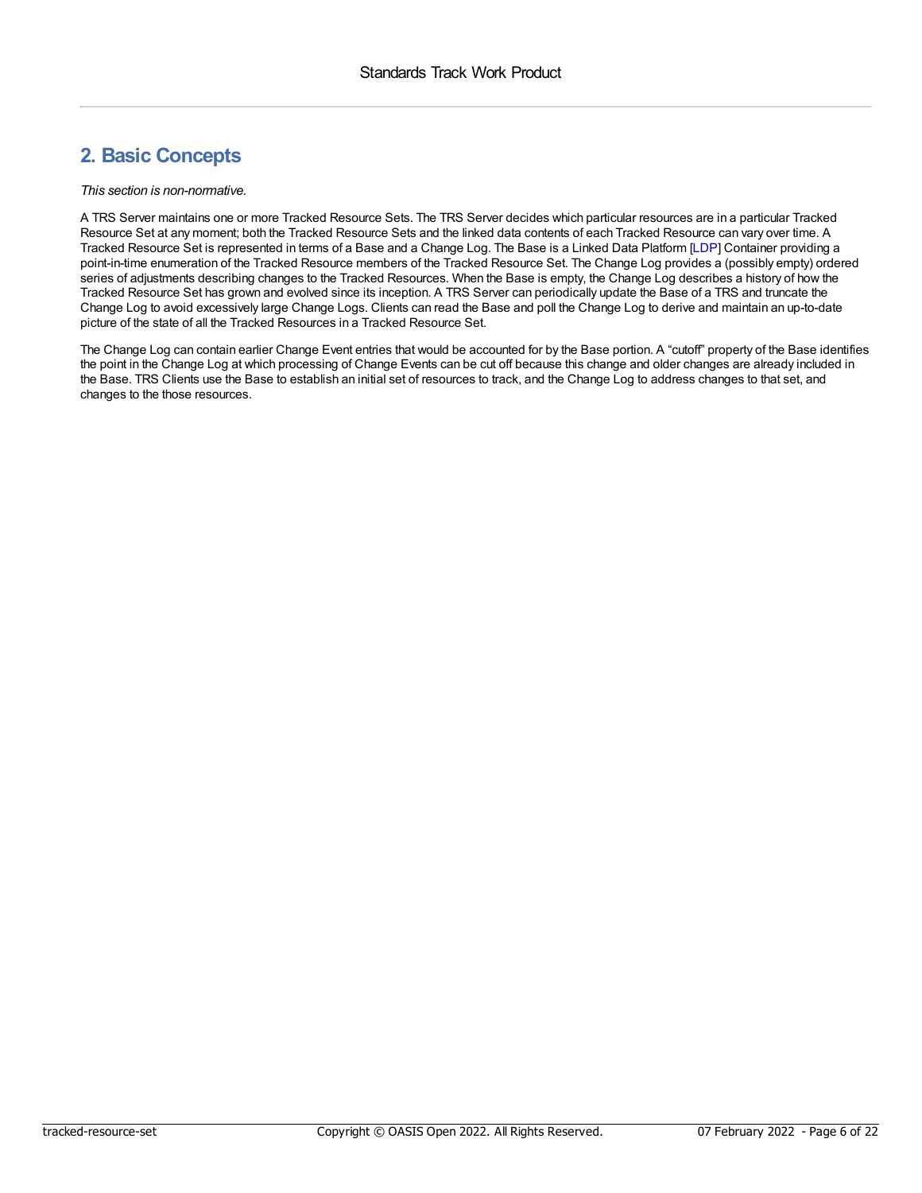## 2. Basic Concepts

*This section is non-normative.*

A TRS Server maintains one or more Tracked Resource Sets. The TRS Server decides which particular resources are in a particular Tracked Resource Set at any moment; both the Tracked Resource Sets and the linked data contents of each Tracked Resource can vary over time. A Tracked Resource Set is represented in terms of a Base and a Change Log. The Base is a Linked Data Platform [LDP] Container providing a point-in-time enumeration of the Tracked Resource members of the Tracked Resource Set. The Change Log provides a (possibly empty) ordered series of adjustments describing changes to the Tracked Resources. When the Base is empty, the Change Log describes a history of how the Tracked Resource Set has grown and evolved since its inception. A TRS Server can periodically update the Base of a TRS and truncate the Change Log to avoid excessively large Change Logs. Clients can read the Base and poll the Change Log to derive and maintain an up-to-date picture of the state of all the Tracked Resources in a Tracked Resource Set.

The Change Log can contain earlier Change Event entries that would be accounted for by the Base portion. A “cutoff” property of the Base identifies the point in the Change Log at which processing of Change Events can be cut off because this change and older changes are already included in the Base. TRS Clients use the Base to establish an initial set of resources to track, and the Change Log to address changes to that set, and changes to the those resources.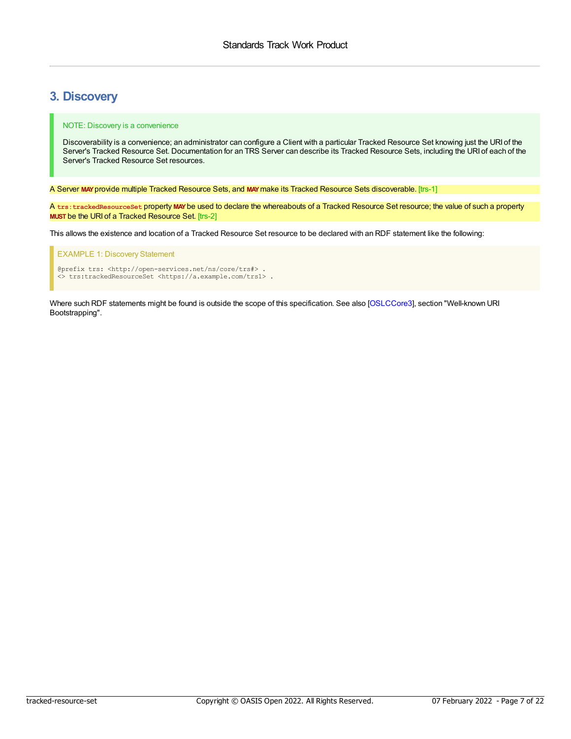## 3. Discovery

> NOTE: Discovery is a convenience
>
> Discoverability is a convenience; an administrator can configure a Client with a particular Tracked Resource Set knowing just the URI of the Server's Tracked Resource Set. Documentation for an TRS Server can describe its Tracked Resource Sets, including the URI of each of the Server's Tracked Resource Set resources.

A Server **MAY** provide multiple Tracked Resource Sets, and **MAY** make its Tracked Resource Sets discoverable. [trs-1]

A `trs:trackedResourceSet` property **MAY** be used to declare the whereabouts of a Tracked Resource Set resource; the value of such a property **MUST** be the URI of a Tracked Resource Set. [trs-2]

This allows the existence and location of a Tracked Resource Set resource to be declared with an RDF statement like the following:

EXAMPLE 1: Discovery Statement

```
@prefix trs: <http://open-services.net/ns/core/trs#> .
<> trs:trackedResourceSet <https://a.example.com/trs1> .
```

Where such RDF statements might be found is outside the scope of this specification. See also [OSLCCore3], section "Well-known URI Bootstrapping".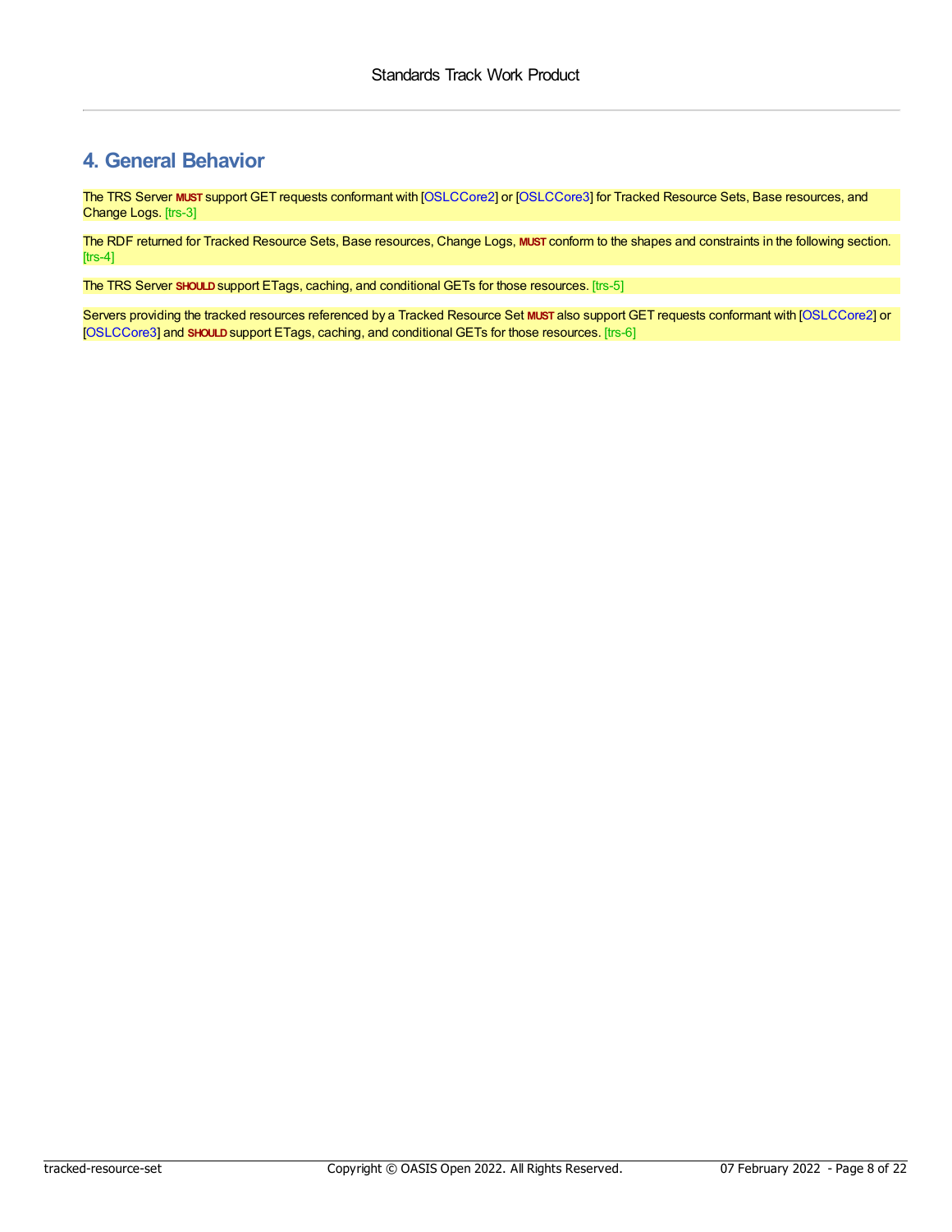# 4. General Behavior

The TRS Server **MUST** support GET requests conformant with [OSLCCore2] or [OSLCCore3] for Tracked Resource Sets, Base resources, and Change Logs. [trs-3]

The RDF returned for Tracked Resource Sets, Base resources, Change Logs, **MUST** conform to the shapes and constraints in the following section. [trs-4]

The TRS Server **SHOULD** support ETags, caching, and conditional GETs for those resources. [trs-5]

Servers providing the tracked resources referenced by a Tracked Resource Set **MUST** also support GET requests conformant with [OSLCCore2] or [OSLCCore3] and **SHOULD** support ETags, caching, and conditional GETs for those resources. [trs-6]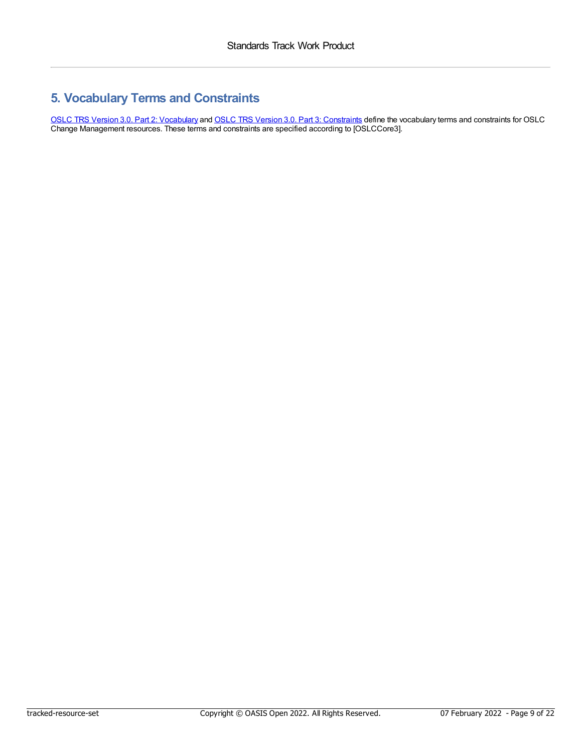## 5. Vocabulary Terms and Constraints

OSLC TRS Version 3.0. Part 2: Vocabulary and OSLC TRS Version 3.0. Part 3: Constraints define the vocabulary terms and constraints for OSLC Change Management resources. These terms and constraints are specified according to [OSLCCore3].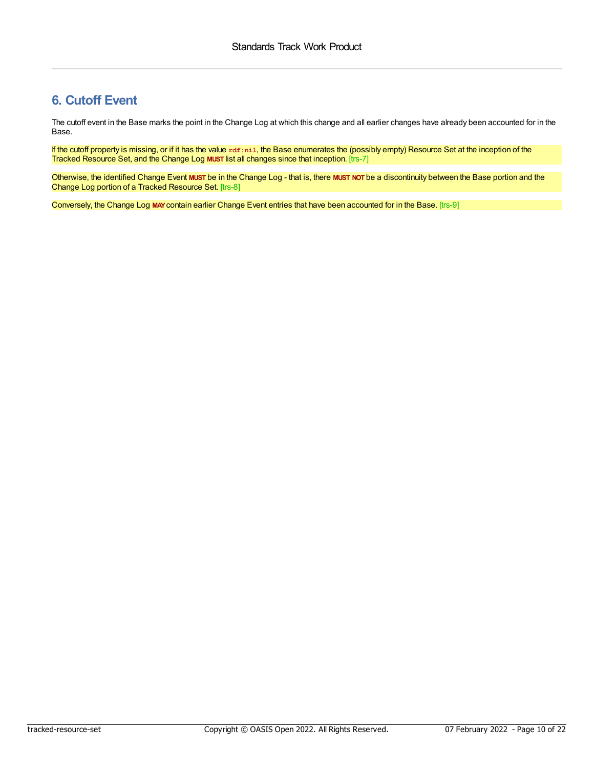## 6. Cutoff Event

The cutoff event in the Base marks the point in the Change Log at which this change and all earlier changes have already been accounted for in the Base.

If the cutoff property is missing, or if it has the value `rdf:nil`, the Base enumerates the (possibly empty) Resource Set at the inception of the Tracked Resource Set, and the Change Log **MUST** list all changes since that inception. [trs-7]

Otherwise, the identified Change Event **MUST** be in the Change Log - that is, there **MUST NOT** be a discontinuity between the Base portion and the Change Log portion of a Tracked Resource Set. [trs-8]

Conversely, the Change Log **MAY** contain earlier Change Event entries that have been accounted for in the Base. [trs-9]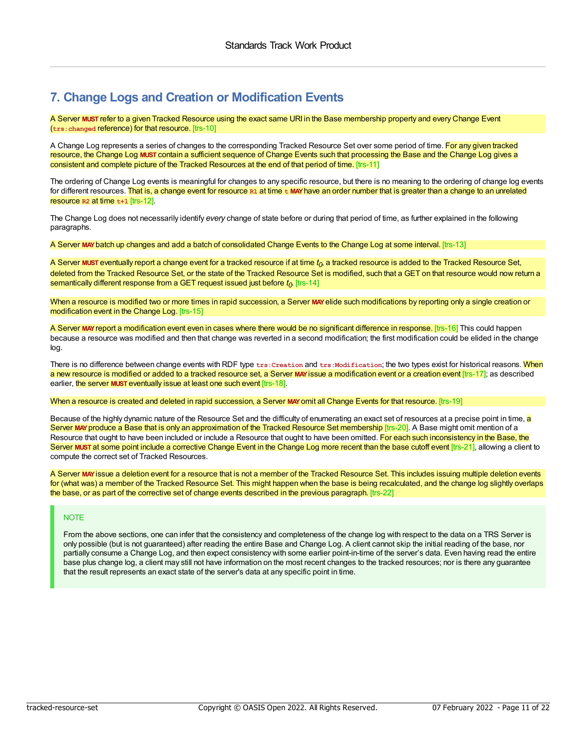# 7. Change Logs and Creation or Modification Events

A Server **MUST** refer to a given Tracked Resource using the exact same URI in the Base membership property and every Change Event (`trs:changed` reference) for that resource. [trs-10]

A Change Log represents a series of changes to the corresponding Tracked Resource Set over some period of time. For any given tracked resource, the Change Log **MUST** contain a sufficient sequence of Change Events such that processing the Base and the Change Log gives a consistent and complete picture of the Tracked Resources at the end of that period of time. [trs-11]

The ordering of Change Log events is meaningful for changes to any specific resource, but there is no meaning to the ordering of change log events for different resources. That is, a change event for resource `R1` at time `t` **MAY** have an order number that is greater than a change to an unrelated resource `R2` at time `t+1` [trs-12].

The Change Log does not necessarily identify *every* change of state before or during that period of time, as further explained in the following paragraphs.

A Server **MAY** batch up changes and add a batch of consolidated Change Events to the Change Log at some interval. [trs-13]

A Server **MUST** eventually report a change event for a tracked resource if at time $t_0$, a tracked resource is added to the Tracked Resource Set, deleted from the Tracked Resource Set, or the state of the Tracked Resource Set is modified, such that a GET on that resource would now return a semantically different response from a GET request issued just before $t_0$. [trs-14]

When a resource is modified two or more times in rapid succession, a Server **MAY** elide such modifications by reporting only a single creation or modification event in the Change Log. [trs-15]

A Server **MAY** report a modification event even in cases where there would be no significant difference in response. [trs-16] This could happen because a resource was modified and then that change was reverted in a second modification; the first modification could be elided in the change log.

There is no difference between change events with RDF type `trs:Creation` and `trs:Modification`; the two types exist for historical reasons. When a new resource is modified or added to a tracked resource set, a Server **MAY** issue a modification event or a creation event [trs-17]; as described earlier, the server **MUST** eventually issue at least one such event [trs-18].

When a resource is created and deleted in rapid succession, a Server **MAY** omit all Change Events for that resource. [trs-19]

Because of the highly dynamic nature of the Resource Set and the difficulty of enumerating an exact set of resources at a precise point in time, a Server **MAY** produce a Base that is only an approximation of the Tracked Resource Set membership [trs-20]. A Base might omit mention of a Resource that ought to have been included or include a Resource that ought to have been omitted. For each such inconsistency in the Base, the Server **MUST** at some point include a corrective Change Event in the Change Log more recent than the base cutoff event [trs-21], allowing a client to compute the correct set of Tracked Resources.

A Server **MAY** issue a deletion event for a resource that is not a member of the Tracked Resource Set. This includes issuing multiple deletion events for (what was) a member of the Tracked Resource Set. This might happen when the base is being recalculated, and the change log slightly overlaps the base, or as part of the corrective set of change events described in the previous paragraph. [trs-22]

> NOTE
>
> From the above sections, one can infer that the consistency and completeness of the change log with respect to the data on a TRS Server is only possible (but is not guaranteed) after reading the entire Base and Change Log. A client cannot skip the initial reading of the base, nor partially consume a Change Log, and then expect consistency with some earlier point-in-time of the server's data. Even having read the entire base plus change log, a client may still not have information on the most recent changes to the tracked resources; nor is there any guarantee that the result represents an exact state of the server's data at any specific point in time.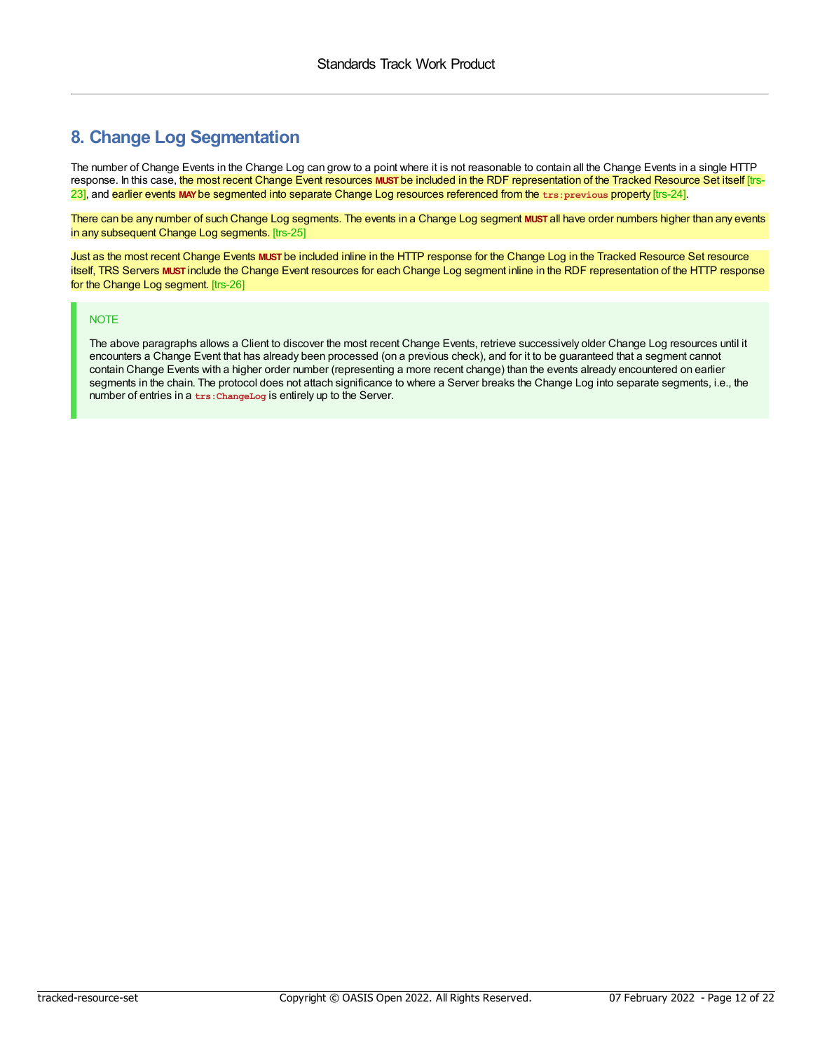## 8. Change Log Segmentation

The number of Change Events in the Change Log can grow to a point where it is not reasonable to contain all the Change Events in a single HTTP response. In this case, the most recent Change Event resources **MUST** be included in the RDF representation of the Tracked Resource Set itself [trs-23], and earlier events **MAY** be segmented into separate Change Log resources referenced from the `trs:previous` property [trs-24].

There can be any number of such Change Log segments. The events in a Change Log segment **MUST** all have order numbers higher than any events in any subsequent Change Log segments. [trs-25]

Just as the most recent Change Events **MUST** be included inline in the HTTP response for the Change Log in the Tracked Resource Set resource itself, TRS Servers **MUST** include the Change Event resources for each Change Log segment inline in the RDF representation of the HTTP response for the Change Log segment. [trs-26]

> NOTE
>
> The above paragraphs allows a Client to discover the most recent Change Events, retrieve successively older Change Log resources until it encounters a Change Event that has already been processed (on a previous check), and for it to be guaranteed that a segment cannot contain Change Events with a higher order number (representing a more recent change) than the events already encountered on earlier segments in the chain. The protocol does not attach significance to where a Server breaks the Change Log into separate segments, i.e., the number of entries in a `trs:ChangeLog` is entirely up to the Server.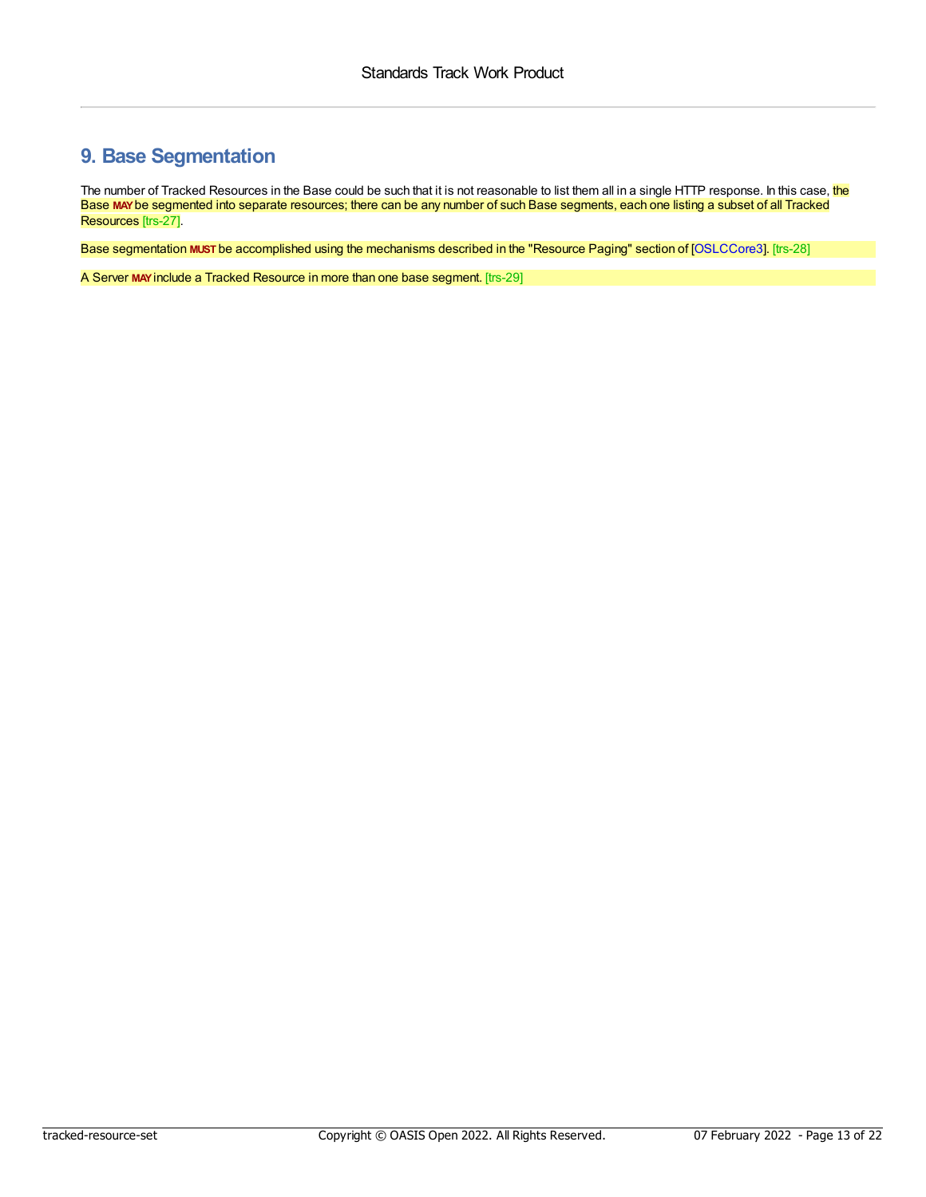## 9. Base Segmentation

The number of Tracked Resources in the Base could be such that it is not reasonable to list them all in a single HTTP response. In this case, the Base **MAY** be segmented into separate resources; there can be any number of such Base segments, each one listing a subset of all Tracked Resources [trs-27].

Base segmentation **MUST** be accomplished using the mechanisms described in the "Resource Paging" section of [OSLCCore3]. [trs-28]

A Server **MAY** include a Tracked Resource in more than one base segment. [trs-29]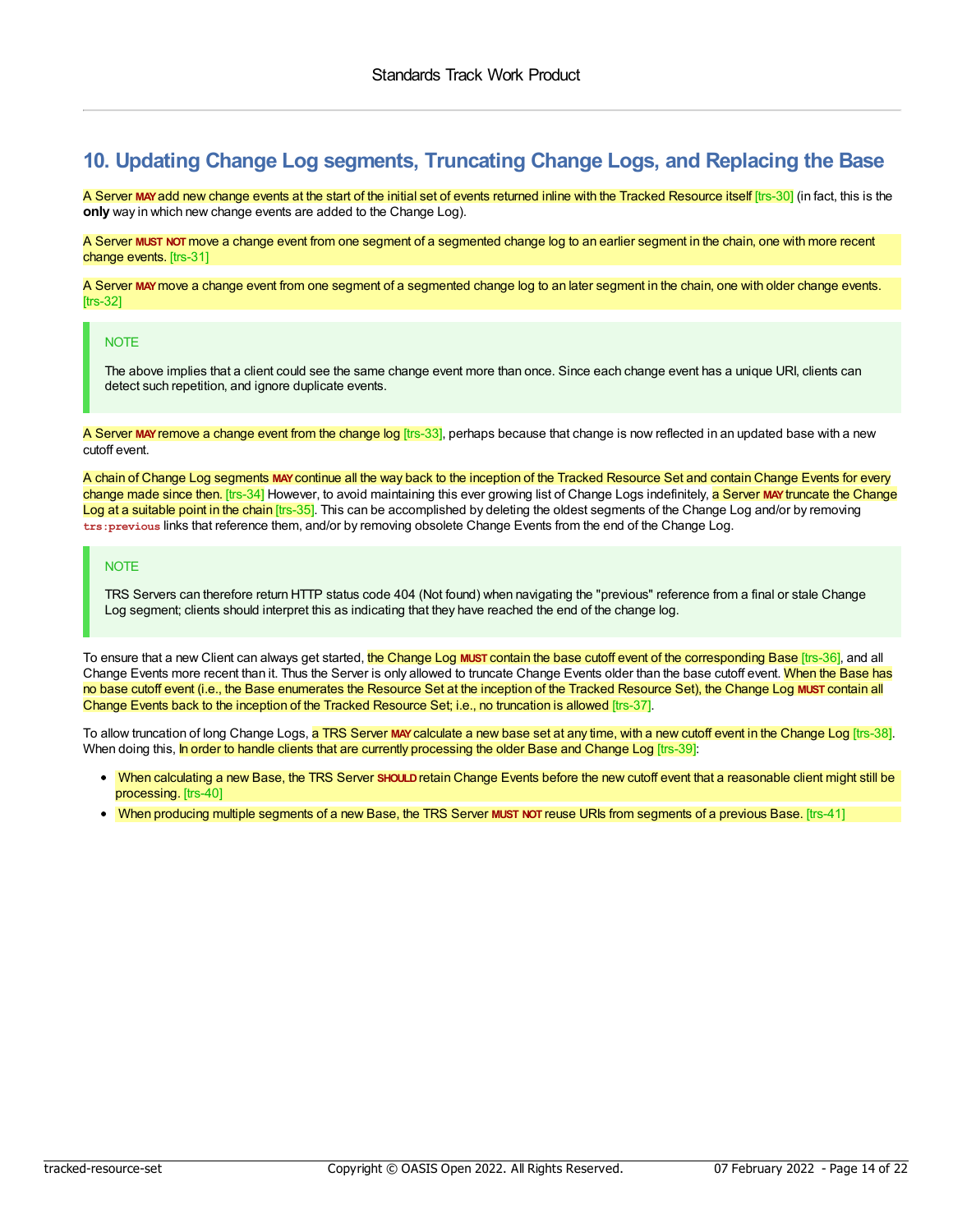## 10. Updating Change Log segments, Truncating Change Logs, and Replacing the Base

A Server **MAY** add new change events at the start of the initial set of events returned inline with the Tracked Resource itself [trs-30] (in fact, this is the **only** way in which new change events are added to the Change Log).

A Server **MUST NOT** move a change event from one segment of a segmented change log to an earlier segment in the chain, one with more recent change events. [trs-31]

A Server **MAY** move a change event from one segment of a segmented change log to an later segment in the chain, one with older change events. [trs-32]

> NOTE
>
> The above implies that a client could see the same change event more than once. Since each change event has a unique URI, clients can detect such repetition, and ignore duplicate events.

A Server **MAY** remove a change event from the change log [trs-33], perhaps because that change is now reflected in an updated base with a new cutoff event.

A chain of Change Log segments **MAY** continue all the way back to the inception of the Tracked Resource Set and contain Change Events for every change made since then. [trs-34] However, to avoid maintaining this ever growing list of Change Logs indefinitely, a Server **MAY** truncate the Change Log at a suitable point in the chain [trs-35]. This can be accomplished by deleting the oldest segments of the Change Log and/or by removing `trs:previous` links that reference them, and/or by removing obsolete Change Events from the end of the Change Log.

> NOTE
>
> TRS Servers can therefore return HTTP status code 404 (Not found) when navigating the "previous" reference from a final or stale Change Log segment; clients should interpret this as indicating that they have reached the end of the change log.

To ensure that a new Client can always get started, the Change Log **MUST** contain the base cutoff event of the corresponding Base [trs-36], and all Change Events more recent than it. Thus the Server is only allowed to truncate Change Events older than the base cutoff event. When the Base has no base cutoff event (i.e., the Base enumerates the Resource Set at the inception of the Tracked Resource Set), the Change Log **MUST** contain all Change Events back to the inception of the Tracked Resource Set; i.e., no truncation is allowed [trs-37].

To allow truncation of long Change Logs, a TRS Server **MAY** calculate a new base set at any time, with a new cutoff event in the Change Log [trs-38]. When doing this, In order to handle clients that are currently processing the older Base and Change Log [trs-39]:

- When calculating a new Base, the TRS Server **SHOULD** retain Change Events before the new cutoff event that a reasonable client might still be processing. [trs-40]
- When producing multiple segments of a new Base, the TRS Server **MUST NOT** reuse URIs from segments of a previous Base. [trs-41]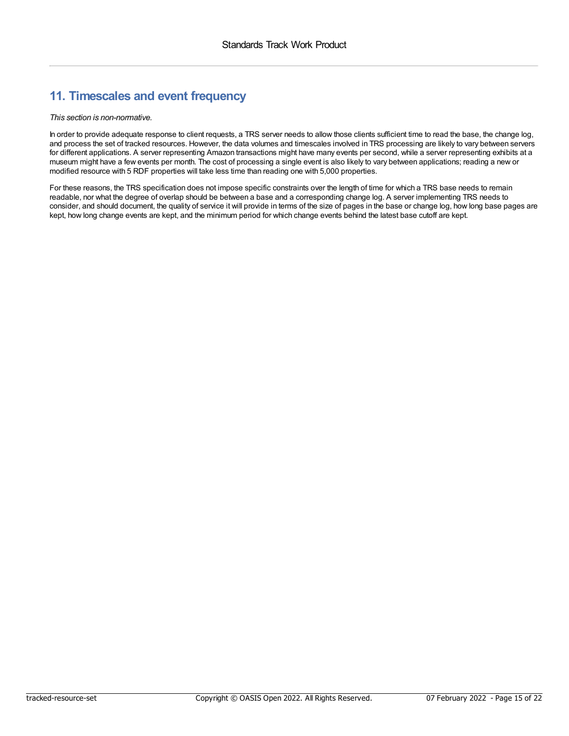## 11. Timescales and event frequency

*This section is non-normative.*

In order to provide adequate response to client requests, a TRS server needs to allow those clients sufficient time to read the base, the change log, and process the set of tracked resources. However, the data volumes and timescales involved in TRS processing are likely to vary between servers for different applications. A server representing Amazon transactions might have many events per second, while a server representing exhibits at a museum might have a few events per month. The cost of processing a single event is also likely to vary between applications; reading a new or modified resource with 5 RDF properties will take less time than reading one with 5,000 properties.

For these reasons, the TRS specification does not impose specific constraints over the length of time for which a TRS base needs to remain readable, nor what the degree of overlap should be between a base and a corresponding change log. A server implementing TRS needs to consider, and should document, the quality of service it will provide in terms of the size of pages in the base or change log, how long base pages are kept, how long change events are kept, and the minimum period for which change events behind the latest base cutoff are kept.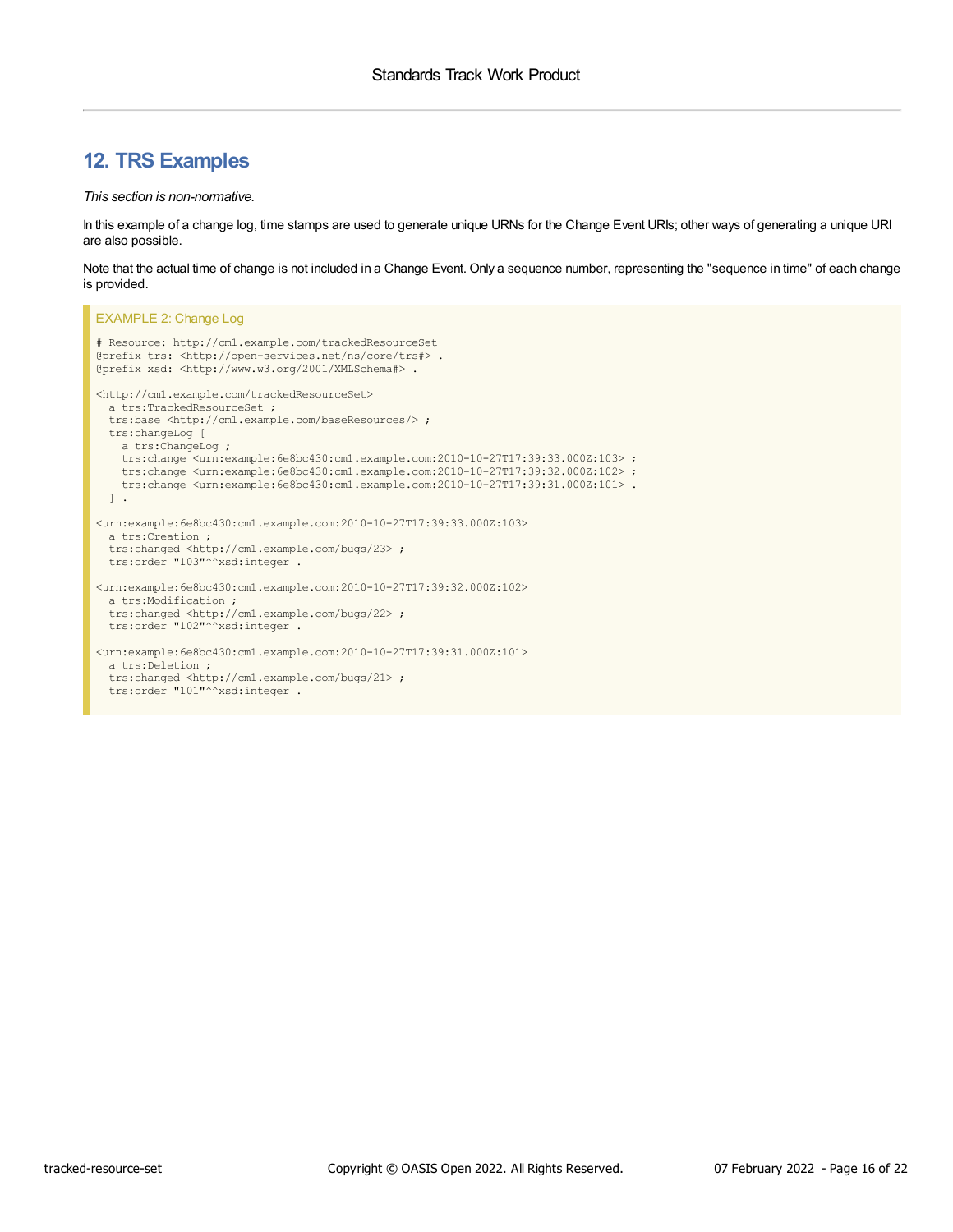## 12. TRS Examples

*This section is non-normative.*

In this example of a change log, time stamps are used to generate unique URNs for the Change Event URIs; other ways of generating a unique URI are also possible.

Note that the actual time of change is not included in a Change Event. Only a sequence number, representing the "sequence in time" of each change is provided.

EXAMPLE 2: Change Log

```
# Resource: http://cm1.example.com/trackedResourceSet
@prefix trs: <http://open-services.net/ns/core/trs#> .
@prefix xsd: <http://www.w3.org/2001/XMLSchema#> .

<http://cm1.example.com/trackedResourceSet>
  a trs:TrackedResourceSet ;
  trs:base <http://cm1.example.com/baseResources/> ;
  trs:changeLog [
    a trs:ChangeLog ;
    trs:change <urn:example:6e8bc430:cm1.example.com:2010-10-27T17:39:33.000Z:103> ;
    trs:change <urn:example:6e8bc430:cm1.example.com:2010-10-27T17:39:32.000Z:102> ;
    trs:change <urn:example:6e8bc430:cm1.example.com:2010-10-27T17:39:31.000Z:101> .
  ] .

<urn:example:6e8bc430:cm1.example.com:2010-10-27T17:39:33.000Z:103>
  a trs:Creation ;
  trs:changed <http://cm1.example.com/bugs/23> ;
  trs:order "103"^^xsd:integer .

<urn:example:6e8bc430:cm1.example.com:2010-10-27T17:39:32.000Z:102>
  a trs:Modification ;
  trs:changed <http://cm1.example.com/bugs/22> ;
  trs:order "102"^^xsd:integer .

<urn:example:6e8bc430:cm1.example.com:2010-10-27T17:39:31.000Z:101>
  a trs:Deletion ;
  trs:changed <http://cm1.example.com/bugs/21> ;
  trs:order "101"^^xsd:integer .
```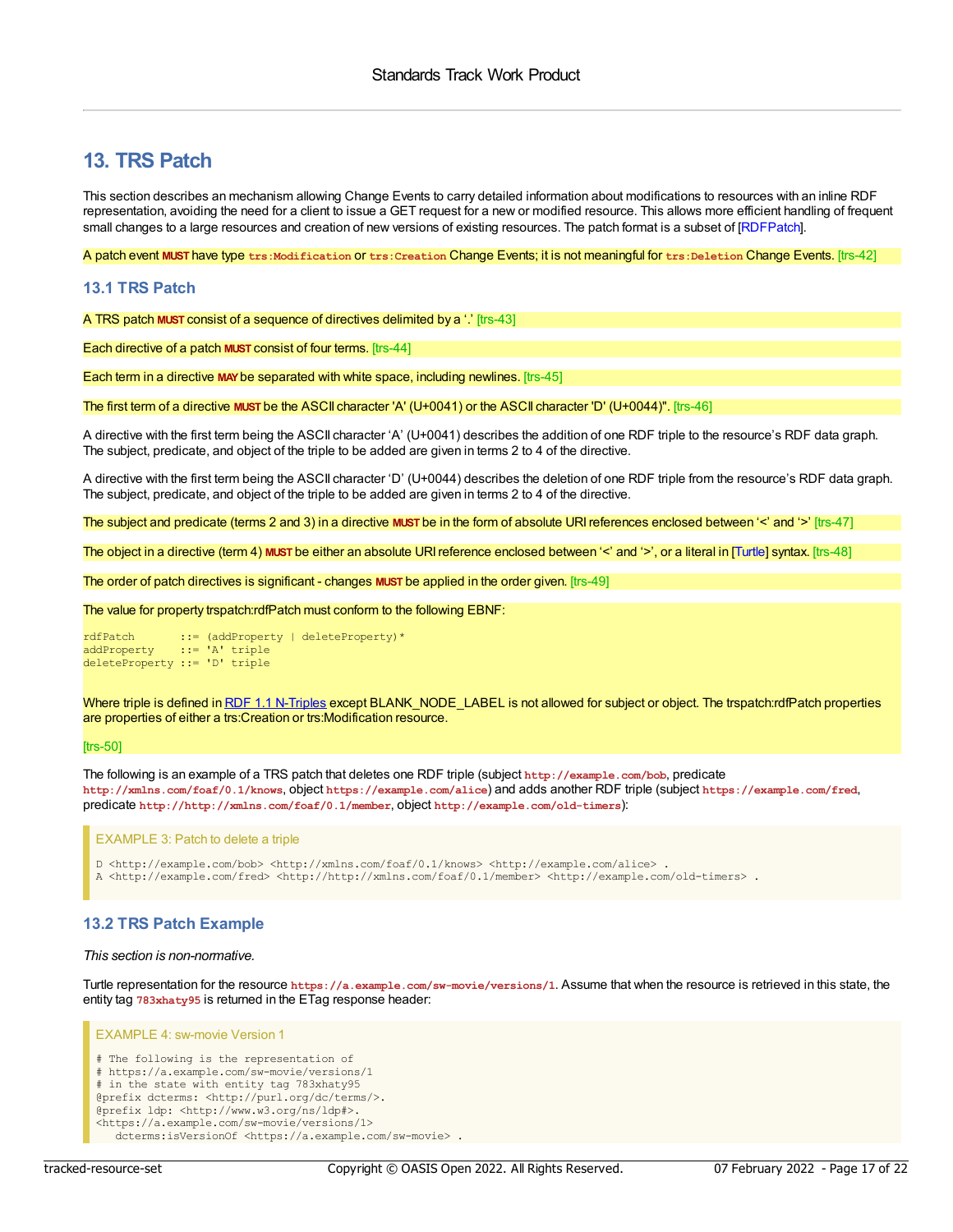## 13. TRS Patch

This section describes an mechanism allowing Change Events to carry detailed information about modifications to resources with an inline RDF representation, avoiding the need for a client to issue a GET request for a new or modified resource. This allows more efficient handling of frequent small changes to a large resources and creation of new versions of existing resources. The patch format is a subset of [RDFPatch].

A patch event **MUST** have type `trs:Modification` or `trs:Creation` Change Events; it is not meaningful for `trs:Deletion` Change Events. [trs-42]

### 13.1 TRS Patch

A TRS patch **MUST** consist of a sequence of directives delimited by a '.' [trs-43]

Each directive of a patch **MUST** consist of four terms. [trs-44]

Each term in a directive **MAY** be separated with white space, including newlines. [trs-45]

The first term of a directive **MUST** be the ASCII character 'A' (U+0041) or the ASCII character 'D' (U+0044)". [trs-46]

A directive with the first term being the ASCII character 'A' (U+0041) describes the addition of one RDF triple to the resource's RDF data graph. The subject, predicate, and object of the triple to be added are given in terms 2 to 4 of the directive.

A directive with the first term being the ASCII character 'D' (U+0044) describes the deletion of one RDF triple from the resource's RDF data graph. The subject, predicate, and object of the triple to be added are given in terms 2 to 4 of the directive.

The subject and predicate (terms 2 and 3) in a directive **MUST** be in the form of absolute URI references enclosed between '<' and '>' [trs-47]

The object in a directive (term 4) **MUST** be either an absolute URI reference enclosed between '<' and '>', or a literal in [Turtle] syntax. [trs-48]

The order of patch directives is significant - changes **MUST** be applied in the order given. [trs-49]

The value for property trspatch:rdfPatch must conform to the following EBNF:

```
rdfPatch       ::= (addProperty | deleteProperty)*
addProperty    ::= 'A' triple
deleteProperty ::= 'D' triple
```

Where triple is defined in RDF 1.1 N-Triples except BLANK_NODE_LABEL is not allowed for subject or object. The trspatch:rdfPatch properties are properties of either a trs:Creation or trs:Modification resource.

[trs-50]

The following is an example of a TRS patch that deletes one RDF triple (subject `http://example.com/bob`, predicate `http://xmlns.com/foaf/0.1/knows`, object `https://example.com/alice`) and adds another RDF triple (subject `https://example.com/fred`, predicate `http://http://xmlns.com/foaf/0.1/member`, object `http://example.com/old-timers`):

EXAMPLE 3: Patch to delete a triple

```
D <http://example.com/bob> <http://xmlns.com/foaf/0.1/knows> <http://example.com/alice> .
A <http://example.com/fred> <http://http://xmlns.com/foaf/0.1/member> <http://example.com/old-timers> .
```

### 13.2 TRS Patch Example

*This section is non-normative.*

Turtle representation for the resource `https://a.example.com/sw-movie/versions/1`. Assume that when the resource is retrieved in this state, the entity tag `783xhaty95` is returned in the ETag response header:

EXAMPLE 4: sw-movie Version 1

```
# The following is the representation of
# https://a.example.com/sw-movie/versions/1
# in the state with entity tag 783xhaty95
@prefix dcterms: <http://purl.org/dc/terms/>.
@prefix ldp: <http://www.w3.org/ns/ldp#>.
<https://a.example.com/sw-movie/versions/1>
   dcterms:isVersionOf <https://a.example.com/sw-movie> .
```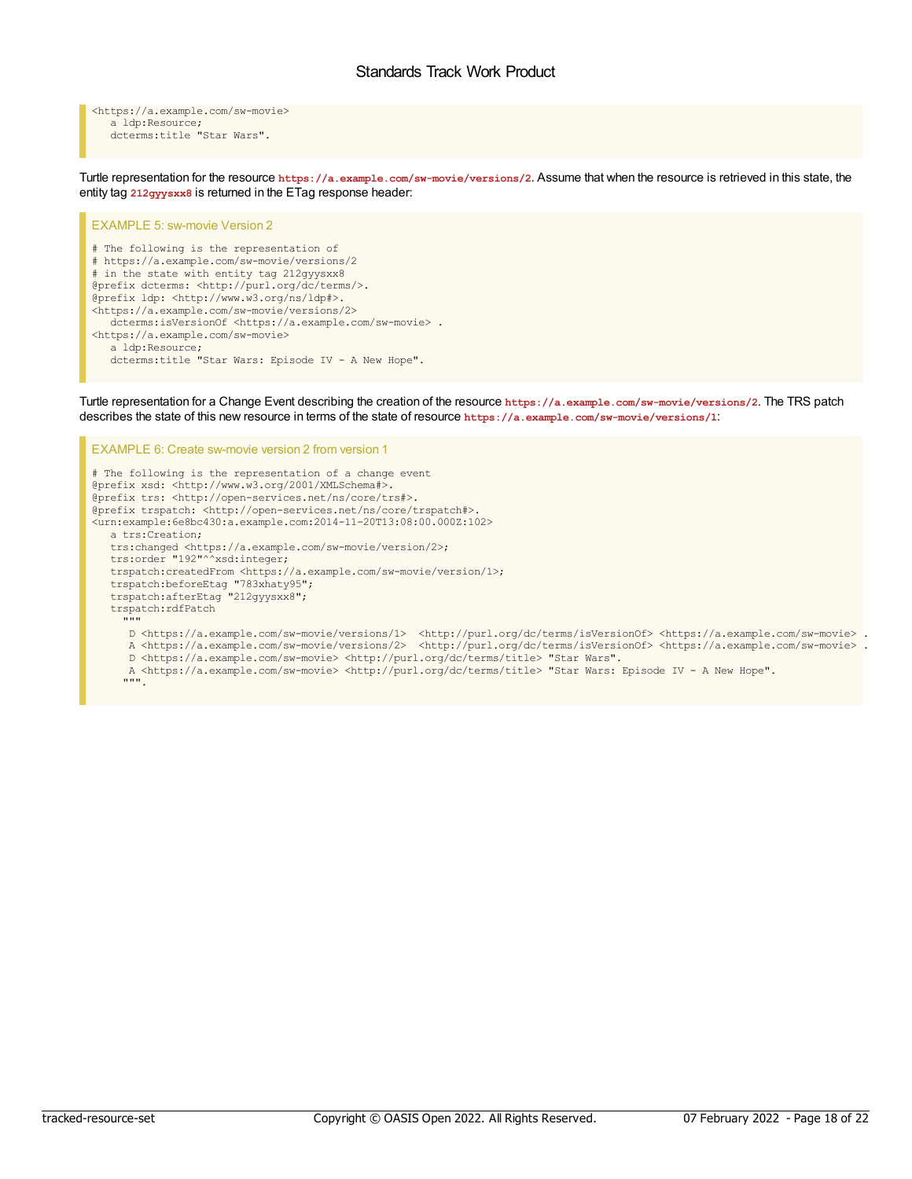```
<https://a.example.com/sw-movie>
   a ldp:Resource;
   dcterms:title "Star Wars".
```

Turtle representation for the resource `https://a.example.com/sw-movie/versions/2`. Assume that when the resource is retrieved in this state, the entity tag `212gyysxx8` is returned in the ETag response header:

EXAMPLE 5: sw-movie Version 2

```
# The following is the representation of
# https://a.example.com/sw-movie/versions/2
# in the state with entity tag 212gyysxx8
@prefix dcterms: <http://purl.org/dc/terms/>.
@prefix ldp: <http://www.w3.org/ns/ldp#>.
<https://a.example.com/sw-movie/versions/2>
   dcterms:isVersionOf <https://a.example.com/sw-movie> .
<https://a.example.com/sw-movie>
   a ldp:Resource;
   dcterms:title "Star Wars: Episode IV - A New Hope".
```

Turtle representation for a Change Event describing the creation of the resource `https://a.example.com/sw-movie/versions/2`. The TRS patch describes the state of this new resource in terms of the state of resource `https://a.example.com/sw-movie/versions/1`:

EXAMPLE 6: Create sw-movie version 2 from version 1

```
# The following is the representation of a change event
@prefix xsd: <http://www.w3.org/2001/XMLSchema#>.
@prefix trs: <http://open-services.net/ns/core/trs#>.
@prefix trspatch: <http://open-services.net/ns/core/trspatch#>.
<urn:example:6e8bc430:a.example.com:2014-11-20T13:08:00.000Z:102>
   a trs:Creation;
   trs:changed <https://a.example.com/sw-movie/version/2>;
   trs:order "192"^^xsd:integer;
   trspatch:createdFrom <https://a.example.com/sw-movie/version/1>;
   trspatch:beforeEtag "783xhaty95";
   trspatch:afterEtag "212gyysxx8";
   trspatch:rdfPatch
     """
      D <https://a.example.com/sw-movie/versions/1>  <http://purl.org/dc/terms/isVersionOf> <https://a.example.com/sw-movie> .
      A <https://a.example.com/sw-movie/versions/2>  <http://purl.org/dc/terms/isVersionOf> <https://a.example.com/sw-movie> .
      D <https://a.example.com/sw-movie> <http://purl.org/dc/terms/title> "Star Wars".
      A <https://a.example.com/sw-movie> <http://purl.org/dc/terms/title> "Star Wars: Episode IV - A New Hope".
     """.
```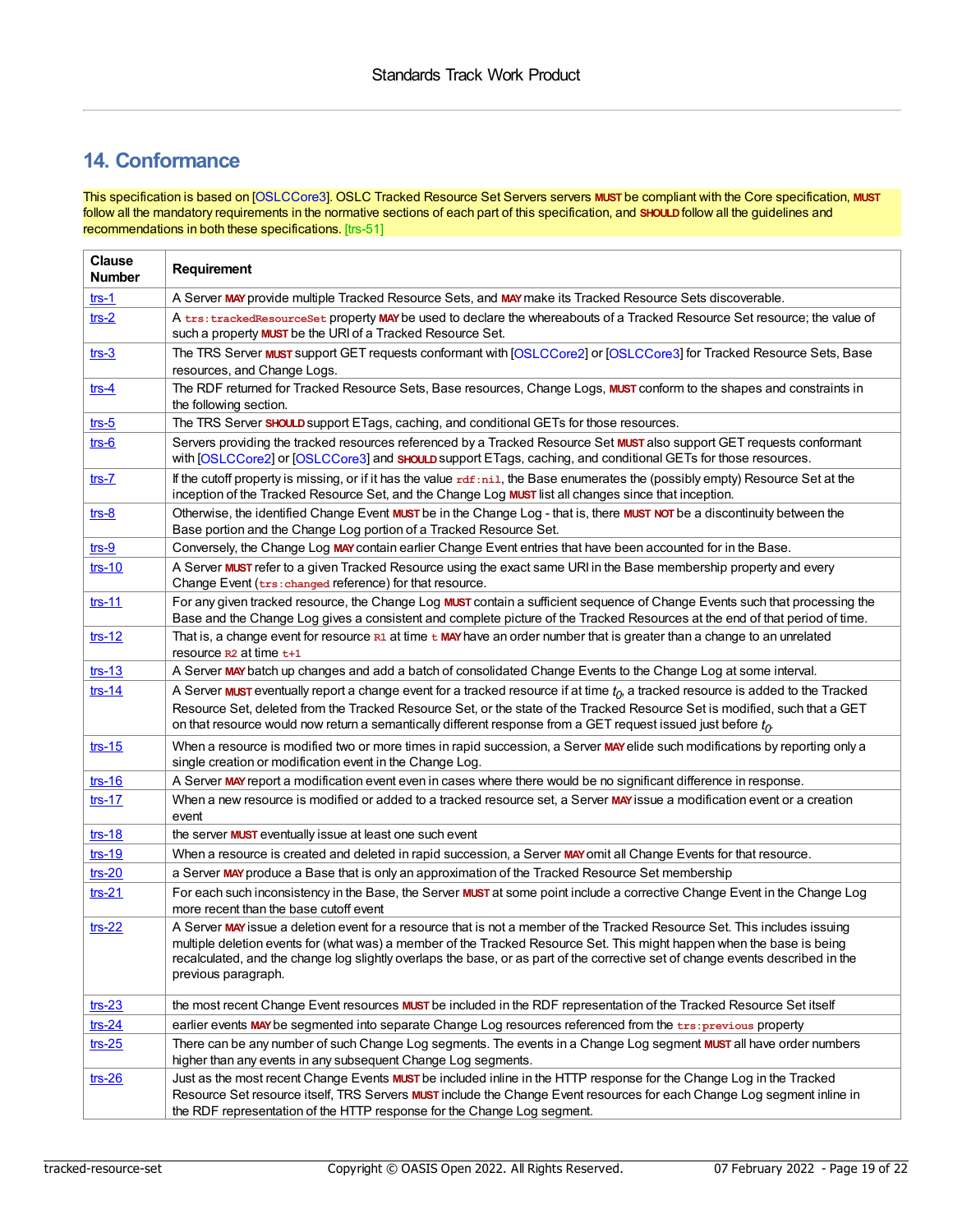## 14. Conformance

This specification is based on [OSLCCore3]. OSLC Tracked Resource Set Servers servers **MUST** be compliant with the Core specification, **MUST** follow all the mandatory requirements in the normative sections of each part of this specification, and **SHOULD** follow all the guidelines and recommendations in both these specifications. [trs-51]

| Clause Number | Requirement |
| --- | --- |
| trs-1 | A Server **MAY** provide multiple Tracked Resource Sets, and **MAY** make its Tracked Resource Sets discoverable. |
| trs-2 | A `trs:trackedResourceSet` property **MAY** be used to declare the whereabouts of a Tracked Resource Set resource; the value of such a property **MUST** be the URI of a Tracked Resource Set. |
| trs-3 | The TRS Server **MUST** support GET requests conformant with [OSLCCore2] or [OSLCCore3] for Tracked Resource Sets, Base resources, and Change Logs. |
| trs-4 | The RDF returned for Tracked Resource Sets, Base resources, Change Logs, **MUST** conform to the shapes and constraints in the following section. |
| trs-5 | The TRS Server **SHOULD** support ETags, caching, and conditional GETs for those resources. |
| trs-6 | Servers providing the tracked resources referenced by a Tracked Resource Set **MUST** also support GET requests conformant with [OSLCCore2] or [OSLCCore3] and **SHOULD** support ETags, caching, and conditional GETs for those resources. |
| trs-7 | If the cutoff property is missing, or if it has the value `rdf:nil`, the Base enumerates the (possibly empty) Resource Set at the inception of the Tracked Resource Set, and the Change Log **MUST** list all changes since that inception. |
| trs-8 | Otherwise, the identified Change Event **MUST** be in the Change Log - that is, there **MUST NOT** be a discontinuity between the Base portion and the Change Log portion of a Tracked Resource Set. |
| trs-9 | Conversely, the Change Log **MAY** contain earlier Change Event entries that have been accounted for in the Base. |
| trs-10 | A Server **MUST** refer to a given Tracked Resource using the exact same URI in the Base membership property and every Change Event (`trs:changed` reference) for that resource. |
| trs-11 | For any given tracked resource, the Change Log **MUST** contain a sufficient sequence of Change Events such that processing the Base and the Change Log gives a consistent and complete picture of the Tracked Resources at the end of that period of time. |
| trs-12 | That is, a change event for resource `R1` at time `t` **MAY** have an order number that is greater than a change to an unrelated resource `R2` at time `t+1` |
| trs-13 | A Server **MAY** batch up changes and add a batch of consolidated Change Events to the Change Log at some interval. |
| trs-14 | A Server **MUST** eventually report a change event for a tracked resource if at time $t_0$, a tracked resource is added to the Tracked Resource Set, deleted from the Tracked Resource Set, or the state of the Tracked Resource Set is modified, such that a GET on that resource would now return a semantically different response from a GET request issued just before $t_0$. |
| trs-15 | When a resource is modified two or more times in rapid succession, a Server **MAY** elide such modifications by reporting only a single creation or modification event in the Change Log. |
| trs-16 | A Server **MAY** report a modification event even in cases where there would be no significant difference in response. |
| trs-17 | When a new resource is modified or added to a tracked resource set, a Server **MAY** issue a modification event or a creation event |
| trs-18 | the server **MUST** eventually issue at least one such event |
| trs-19 | When a resource is created and deleted in rapid succession, a Server **MAY** omit all Change Events for that resource. |
| trs-20 | a Server **MAY** produce a Base that is only an approximation of the Tracked Resource Set membership |
| trs-21 | For each such inconsistency in the Base, the Server **MUST** at some point include a corrective Change Event in the Change Log more recent than the base cutoff event |
| trs-22 | A Server **MAY** issue a deletion event for a resource that is not a member of the Tracked Resource Set. This includes issuing multiple deletion events for (what was) a member of the Tracked Resource Set. This might happen when the base is being recalculated, and the change log slightly overlaps the base, or as part of the corrective set of change events described in the previous paragraph. |
| trs-23 | the most recent Change Event resources **MUST** be included in the RDF representation of the Tracked Resource Set itself |
| trs-24 | earlier events **MAY** be segmented into separate Change Log resources referenced from the `trs:previous` property |
| trs-25 | There can be any number of such Change Log segments. The events in a Change Log segment **MUST** all have order numbers higher than any events in any subsequent Change Log segments. |
| trs-26 | Just as the most recent Change Events **MUST** be included inline in the HTTP response for the Change Log in the Tracked Resource Set resource itself, TRS Servers **MUST** include the Change Event resources for each Change Log segment inline in the RDF representation of the HTTP response for the Change Log segment. |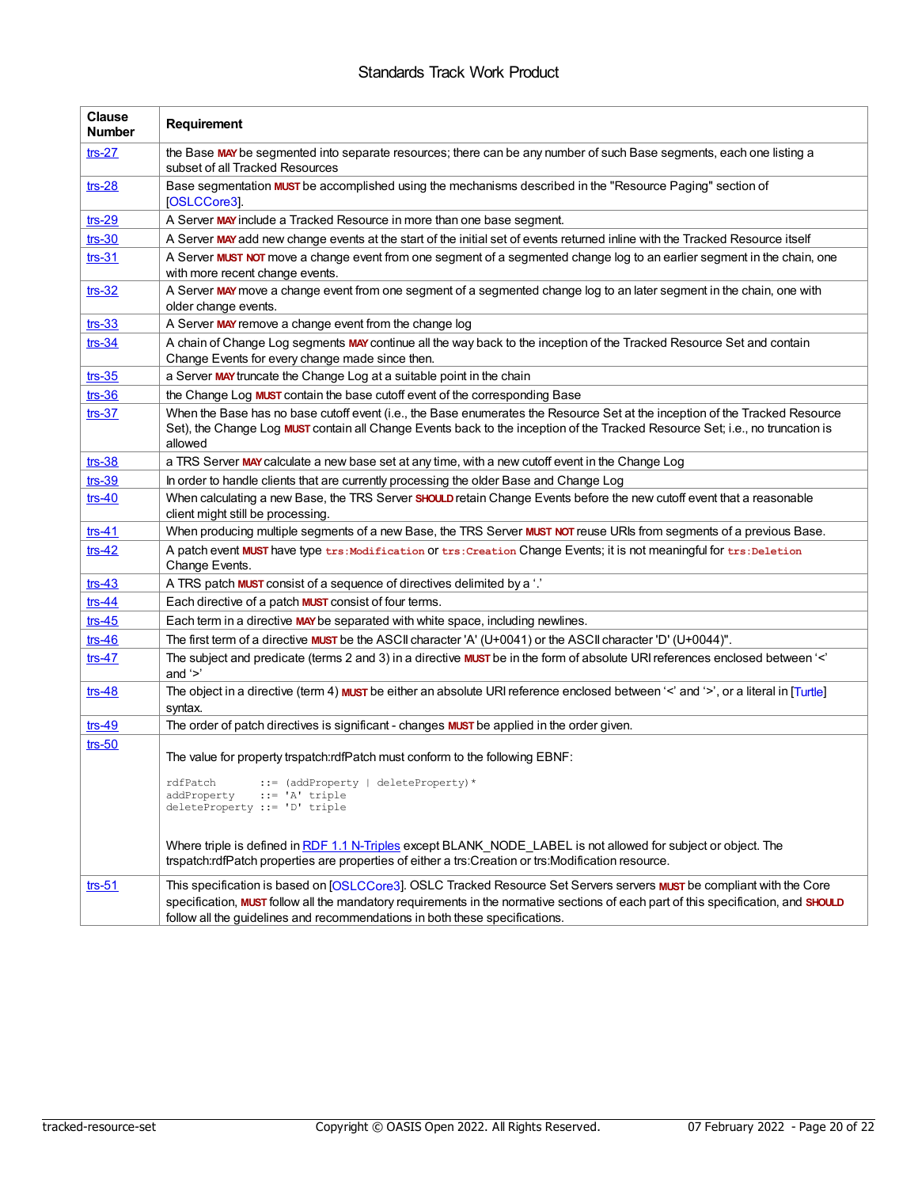| Clause Number | Requirement |
|---|---|
| trs-27 | the Base **MAY** be segmented into separate resources; there can be any number of such Base segments, each one listing a subset of all Tracked Resources |
| trs-28 | Base segmentation **MUST** be accomplished using the mechanisms described in the "Resource Paging" section of [OSLCCore3]. |
| trs-29 | A Server **MAY** include a Tracked Resource in more than one base segment. |
| trs-30 | A Server **MAY** add new change events at the start of the initial set of events returned inline with the Tracked Resource itself |
| trs-31 | A Server **MUST NOT** move a change event from one segment of a segmented change log to an earlier segment in the chain, one with more recent change events. |
| trs-32 | A Server **MAY** move a change event from one segment of a segmented change log to an later segment in the chain, one with older change events. |
| trs-33 | A Server **MAY** remove a change event from the change log |
| trs-34 | A chain of Change Log segments **MAY** continue all the way back to the inception of the Tracked Resource Set and contain Change Events for every change made since then. |
| trs-35 | a Server **MAY** truncate the Change Log at a suitable point in the chain |
| trs-36 | the Change Log **MUST** contain the base cutoff event of the corresponding Base |
| trs-37 | When the Base has no base cutoff event (i.e., the Base enumerates the Resource Set at the inception of the Tracked Resource Set), the Change Log **MUST** contain all Change Events back to the inception of the Tracked Resource Set; i.e., no truncation is allowed |
| trs-38 | a TRS Server **MAY** calculate a new base set at any time, with a new cutoff event in the Change Log |
| trs-39 | In order to handle clients that are currently processing the older Base and Change Log |
| trs-40 | When calculating a new Base, the TRS Server **SHOULD** retain Change Events before the new cutoff event that a reasonable client might still be processing. |
| trs-41 | When producing multiple segments of a new Base, the TRS Server **MUST NOT** reuse URIs from segments of a previous Base. |
| trs-42 | A patch event **MUST** have type `trs:Modification` or `trs:Creation` Change Events; it is not meaningful for `trs:Deletion` Change Events. |
| trs-43 | A TRS patch **MUST** consist of a sequence of directives delimited by a '.' |
| trs-44 | Each directive of a patch **MUST** consist of four terms. |
| trs-45 | Each term in a directive **MAY** be separated with white space, including newlines. |
| trs-46 | The first term of a directive **MUST** be the ASCII character 'A' (U+0041) or the ASCII character 'D' (U+0044)". |
| trs-47 | The subject and predicate (terms 2 and 3) in a directive **MUST** be in the form of absolute URI references enclosed between '<' and '>' |
| trs-48 | The object in a directive (term 4) **MUST** be either an absolute URI reference enclosed between '<' and '>', or a literal in [Turtle] syntax. |
| trs-49 | The order of patch directives is significant - changes **MUST** be applied in the order given. |
| trs-50 | The value for property trspatch:rdfPatch must conform to the following EBNF: `rdfPatch ::= (addProperty \| deleteProperty)*` `addProperty ::= 'A' triple` `deleteProperty ::= 'D' triple` Where triple is defined in RDF 1.1 N-Triples except BLANK_NODE_LABEL is not allowed for subject or object. The trspatch:rdfPatch properties are properties of either a trs:Creation or trs:Modification resource. |
| trs-51 | This specification is based on [OSLCCore3]. OSLC Tracked Resource Set Servers servers **MUST** be compliant with the Core specification, **MUST** follow all the mandatory requirements in the normative sections of each part of this specification, and **SHOULD** follow all the guidelines and recommendations in both these specifications. |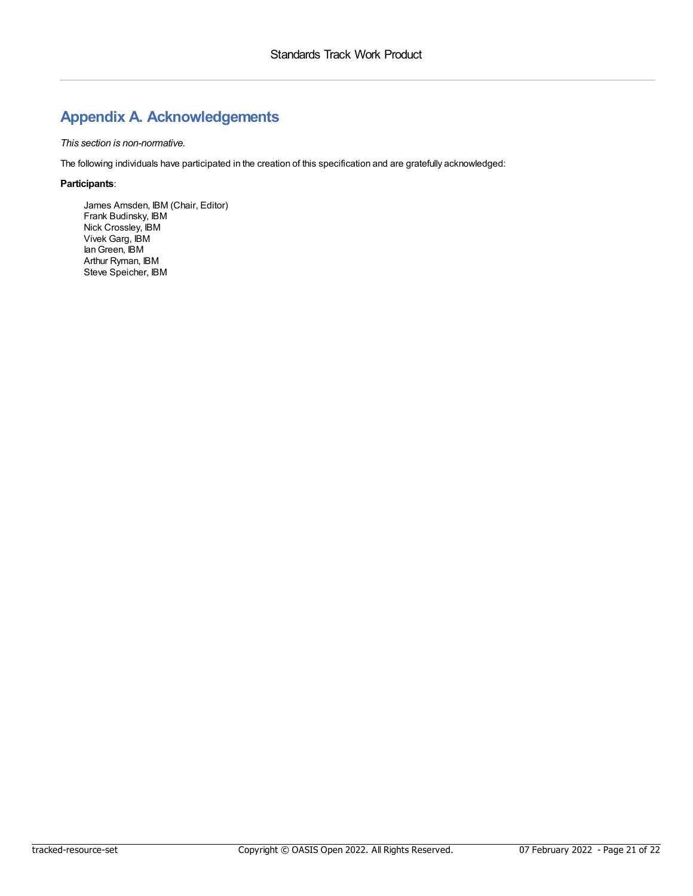# Appendix A. Acknowledgements

*This section is non-normative.*

The following individuals have participated in the creation of this specification and are gratefully acknowledged:

**Participants**:

James Amsden, IBM (Chair, Editor)
Frank Budinsky, IBM
Nick Crossley, IBM
Vivek Garg, IBM
Ian Green, IBM
Arthur Ryman, IBM
Steve Speicher, IBM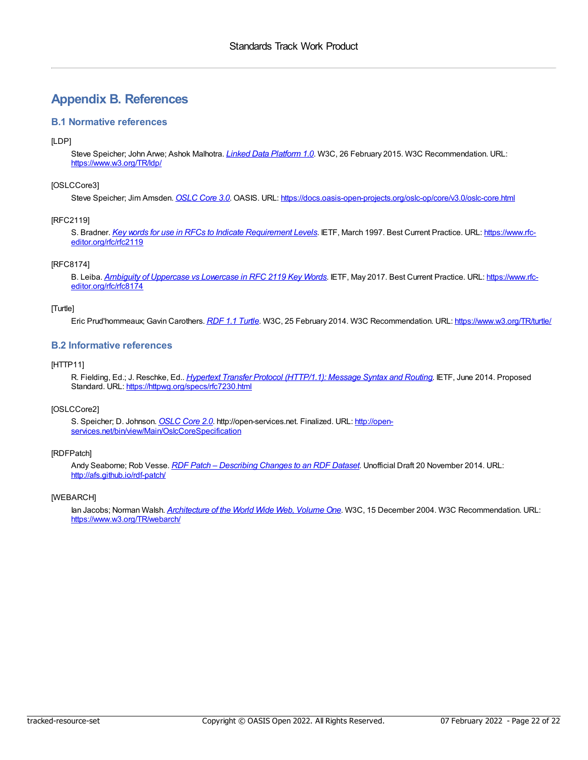# Appendix B. References

## B.1 Normative references

[LDP]

Steve Speicher; John Arwe; Ashok Malhotra. *[Linked Data Platform 1.0](https://www.w3.org/TR/ldp/)*. W3C, 26 February 2015. W3C Recommendation. URL: [https://www.w3.org/TR/ldp/](https://www.w3.org/TR/ldp/)

[OSLCCore3]

Steve Speicher; Jim Amsden. *[OSLC Core 3.0](https://docs.oasis-open-projects.org/oslc-op/core/v3.0/oslc-core.html)*. OASIS. URL: [https://docs.oasis-open-projects.org/oslc-op/core/v3.0/oslc-core.html](https://docs.oasis-open-projects.org/oslc-op/core/v3.0/oslc-core.html)

[RFC2119]

S. Bradner. *[Key words for use in RFCs to Indicate Requirement Levels](https://www.rfc-editor.org/rfc/rfc2119)*. IETF, March 1997. Best Current Practice. URL: [https://www.rfc-editor.org/rfc/rfc2119](https://www.rfc-editor.org/rfc/rfc2119)

[RFC8174]

B. Leiba. *[Ambiguity of Uppercase vs Lowercase in RFC 2119 Key Words](https://www.rfc-editor.org/rfc/rfc8174)*. IETF, May 2017. Best Current Practice. URL: [https://www.rfc-editor.org/rfc/rfc8174](https://www.rfc-editor.org/rfc/rfc8174)

[Turtle]

Eric Prud'hommeaux; Gavin Carothers. *[RDF 1.1 Turtle](https://www.w3.org/TR/turtle/)*. W3C, 25 February 2014. W3C Recommendation. URL: [https://www.w3.org/TR/turtle/](https://www.w3.org/TR/turtle/)

## B.2 Informative references

[HTTP11]

R. Fielding, Ed.; J. Reschke, Ed.. *[Hypertext Transfer Protocol (HTTP/1.1): Message Syntax and Routing](https://httpwg.org/specs/rfc7230.html)*. IETF, June 2014. Proposed Standard. URL: [https://httpwg.org/specs/rfc7230.html](https://httpwg.org/specs/rfc7230.html)

[OSLCCore2]

S. Speicher; D. Johnson. *[OSLC Core 2.0](http://open-services.net/bin/view/Main/OslcCoreSpecification)*. http://open-services.net. Finalized. URL: [http://open-services.net/bin/view/Main/OslcCoreSpecification](http://open-services.net/bin/view/Main/OslcCoreSpecification)

[RDFPatch]

Andy Seaborne; Rob Vesse. *[RDF Patch – Describing Changes to an RDF Dataset](http://afs.github.io/rdf-patch/)*. Unofficial Draft 20 November 2014. URL: [http://afs.github.io/rdf-patch/](http://afs.github.io/rdf-patch/)

[WEBARCH]

Ian Jacobs; Norman Walsh. *[Architecture of the World Wide Web, Volume One](https://www.w3.org/TR/webarch/)*. W3C, 15 December 2004. W3C Recommendation. URL: [https://www.w3.org/TR/webarch/](https://www.w3.org/TR/webarch/)